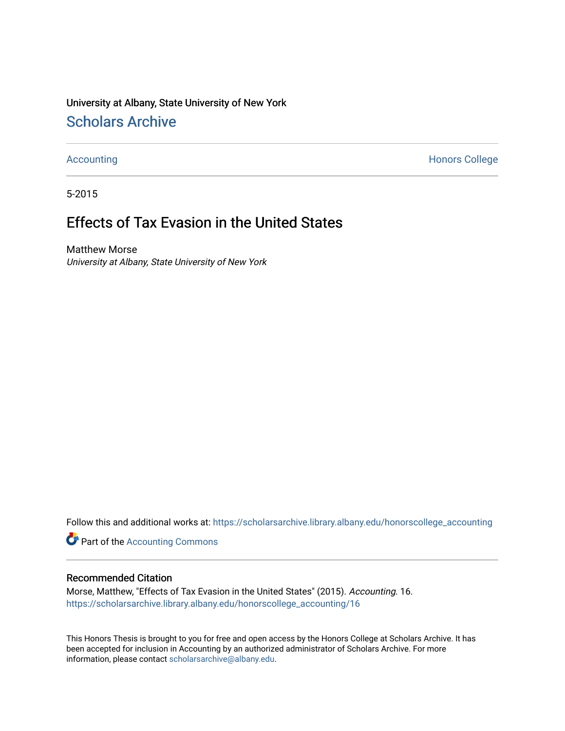University at Albany, State University of New York

# Scholars Archive

Accounting | Honors College

5-2015

## Effects of Tax Evasion in the United States

Matthew Morse
*University at Albany, State University of New York*

Follow this and additional works at: https://scholarsarchive.library.albany.edu/honorscollege_accounting

Part of the Accounting Commons

### Recommended Citation

Morse, Matthew, "Effects of Tax Evasion in the United States" (2015). *Accounting*. 16.
https://scholarsarchive.library.albany.edu/honorscollege_accounting/16

This Honors Thesis is brought to you for free and open access by the Honors College at Scholars Archive. It has been accepted for inclusion in Accounting by an authorized administrator of Scholars Archive. For more information, please contact scholarsarchive@albany.edu.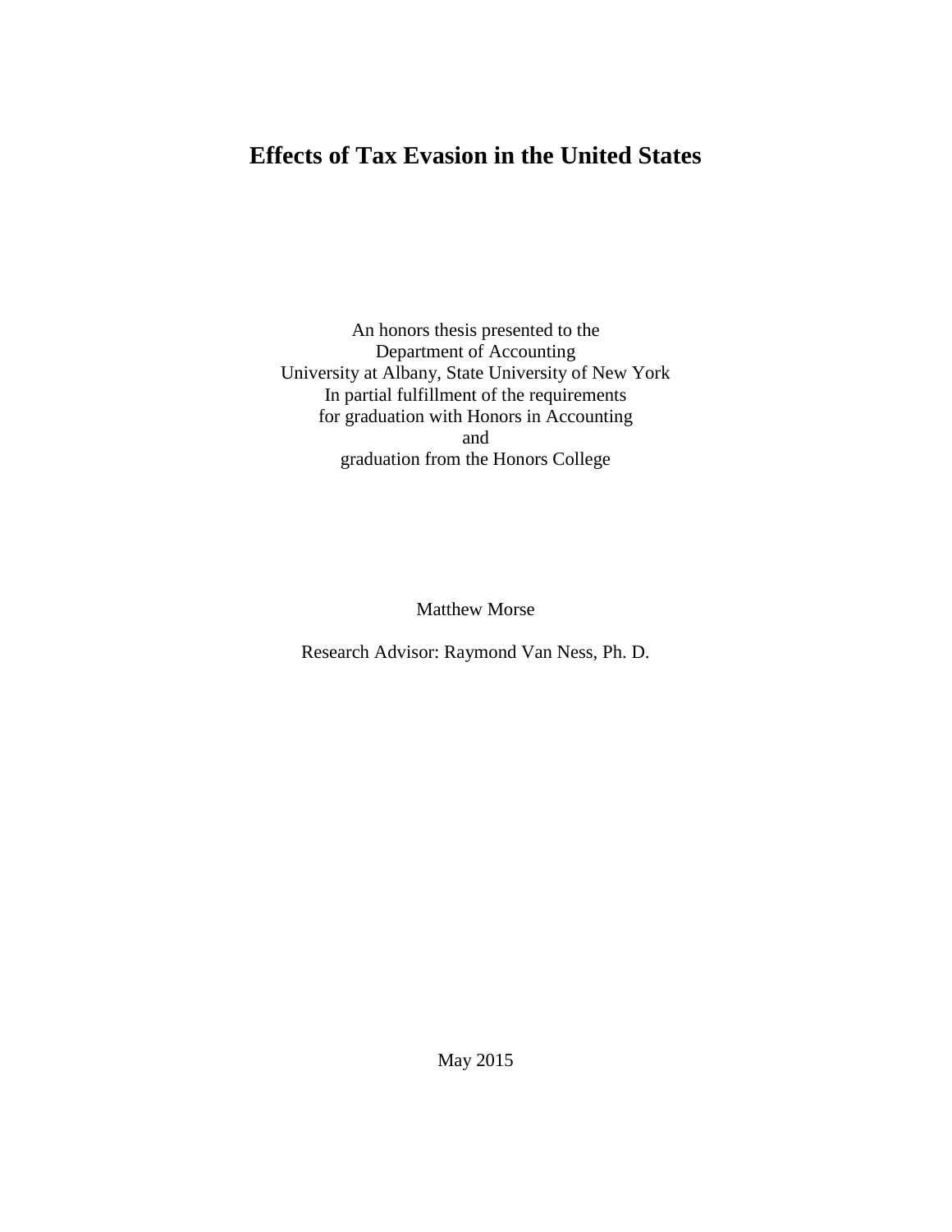# Effects of Tax Evasion in the United States

An honors thesis presented to the
Department of Accounting
University at Albany, State University of New York
In partial fulfillment of the requirements
for graduation with Honors in Accounting
and
graduation from the Honors College

Matthew Morse

Research Advisor: Raymond Van Ness, Ph. D.

May 2015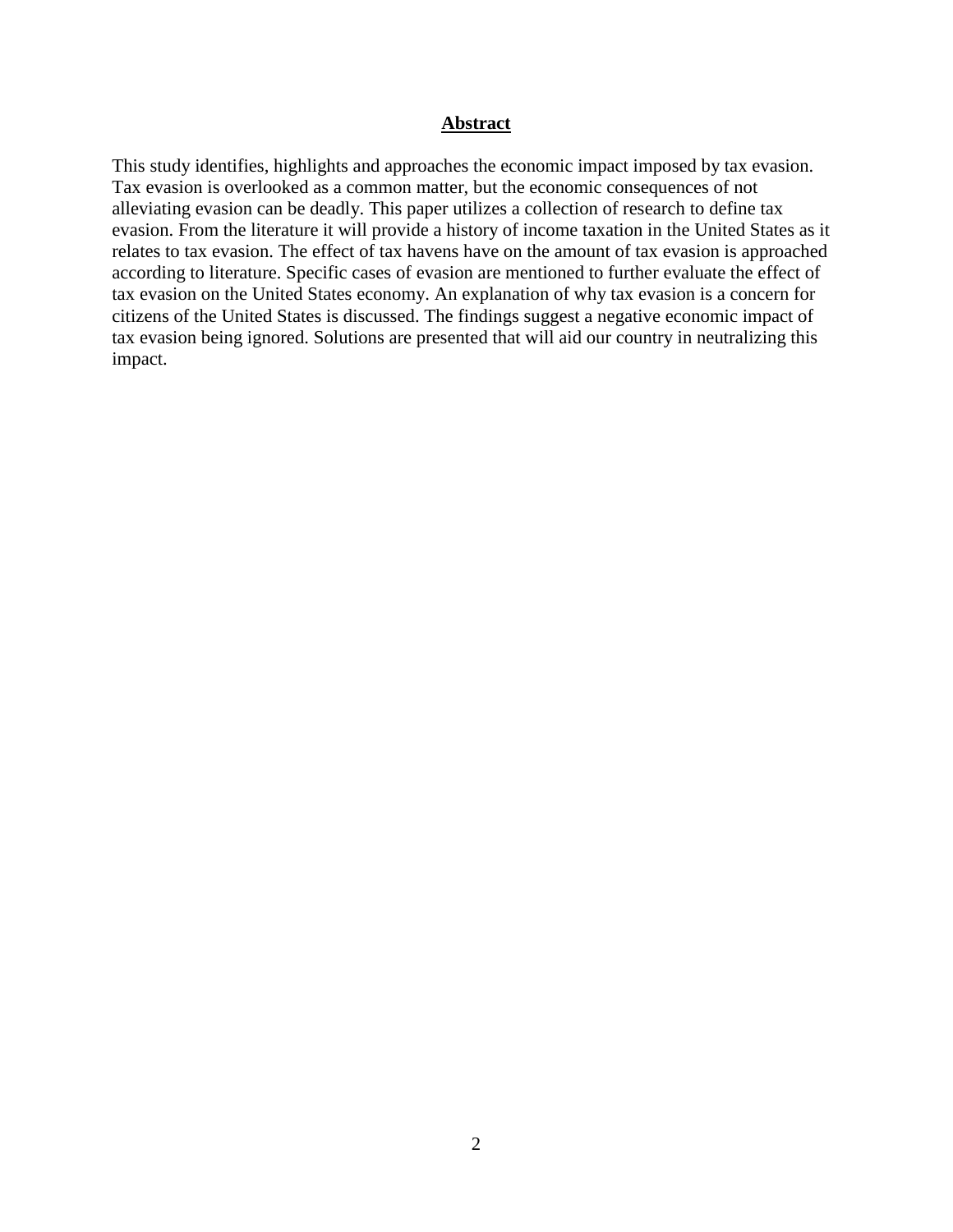## **Abstract**

This study identifies, highlights and approaches the economic impact imposed by tax evasion. Tax evasion is overlooked as a common matter, but the economic consequences of not alleviating evasion can be deadly. This paper utilizes a collection of research to define tax evasion. From the literature it will provide a history of income taxation in the United States as it relates to tax evasion. The effect of tax havens have on the amount of tax evasion is approached according to literature. Specific cases of evasion are mentioned to further evaluate the effect of tax evasion on the United States economy. An explanation of why tax evasion is a concern for citizens of the United States is discussed. The findings suggest a negative economic impact of tax evasion being ignored. Solutions are presented that will aid our country in neutralizing this impact.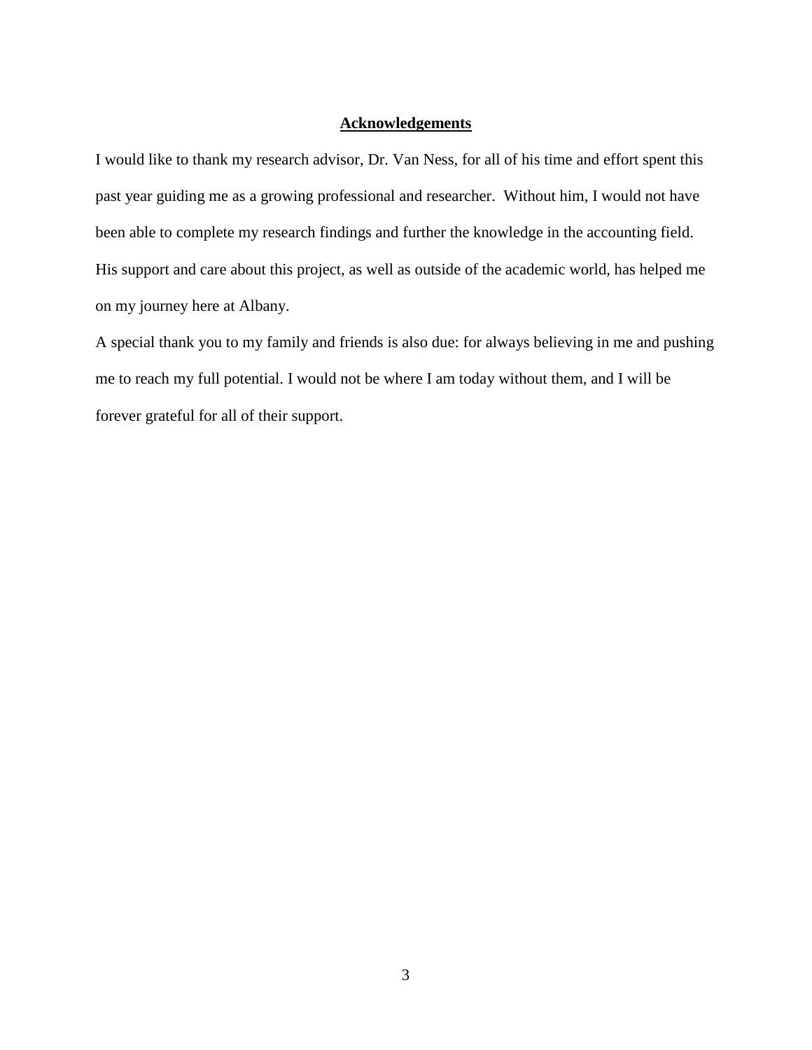## Acknowledgements

I would like to thank my research advisor, Dr. Van Ness, for all of his time and effort spent this past year guiding me as a growing professional and researcher. Without him, I would not have been able to complete my research findings and further the knowledge in the accounting field. His support and care about this project, as well as outside of the academic world, has helped me on my journey here at Albany.

A special thank you to my family and friends is also due: for always believing in me and pushing me to reach my full potential. I would not be where I am today without them, and I will be forever grateful for all of their support.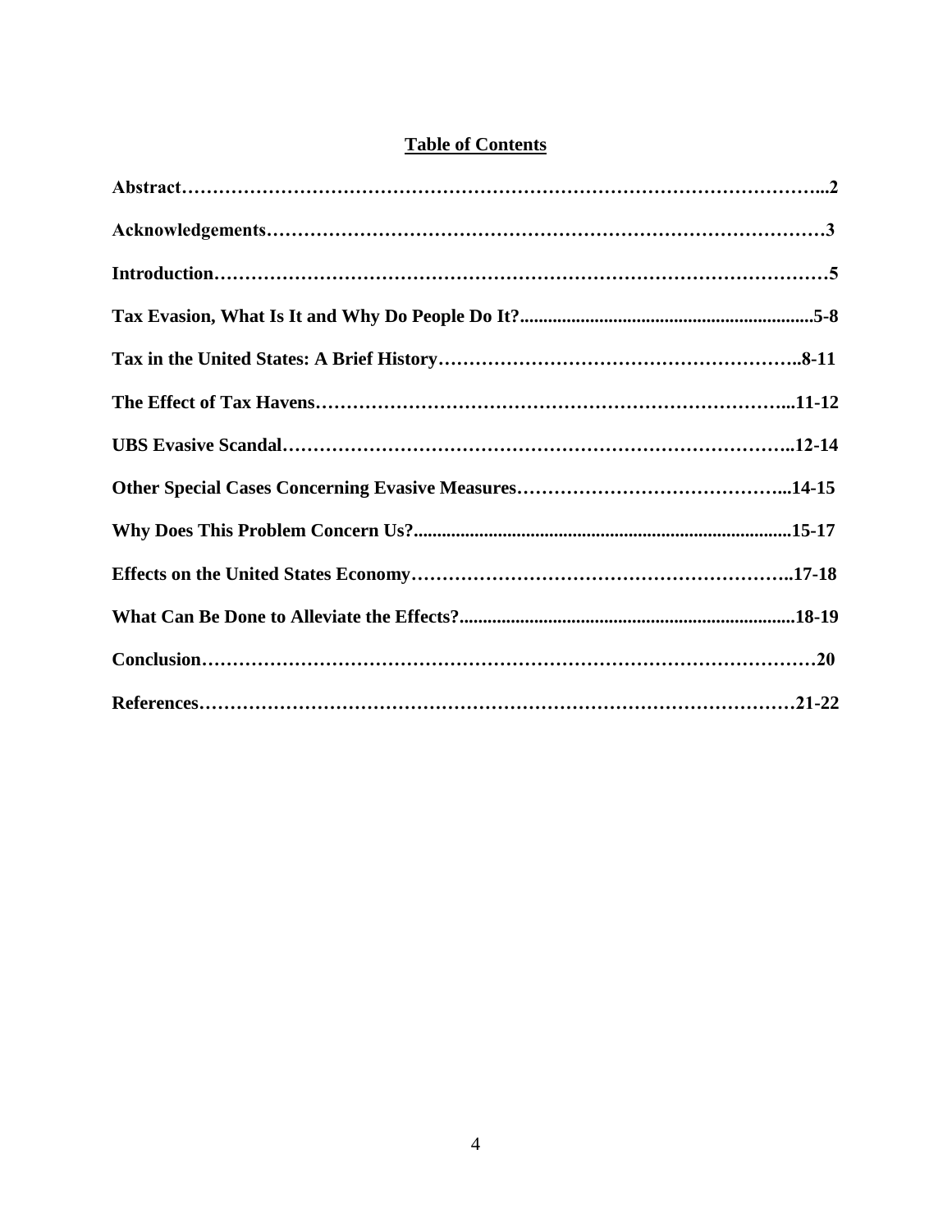## Table of Contents

**Abstract……………………………………………………………………………………...2**

**Acknowledgements……………………………………………………………………………3**

**Introduction……………………………………………………………………………………5**

**Tax Evasion, What Is It and Why Do People Do It?...............................................................5-8**

**Tax in the United States: A Brief History………………………………………………..8-11**

**The Effect of Tax Havens………………………………………………………………...11-12**

**UBS Evasive Scandal……………………………………………………………………..12-14**

**Other Special Cases Concerning Evasive Measures……………………………………...14-15**

**Why Does This Problem Concern Us?.................................................................................15-17**

**Effects on the United States Economy…………………………………………………..17-18**

**What Can Be Done to Alleviate the Effects?........................................................................18-19**

**Conclusion……………………………………………………………………………………20**

**References…………………………………………………………………………………21-22**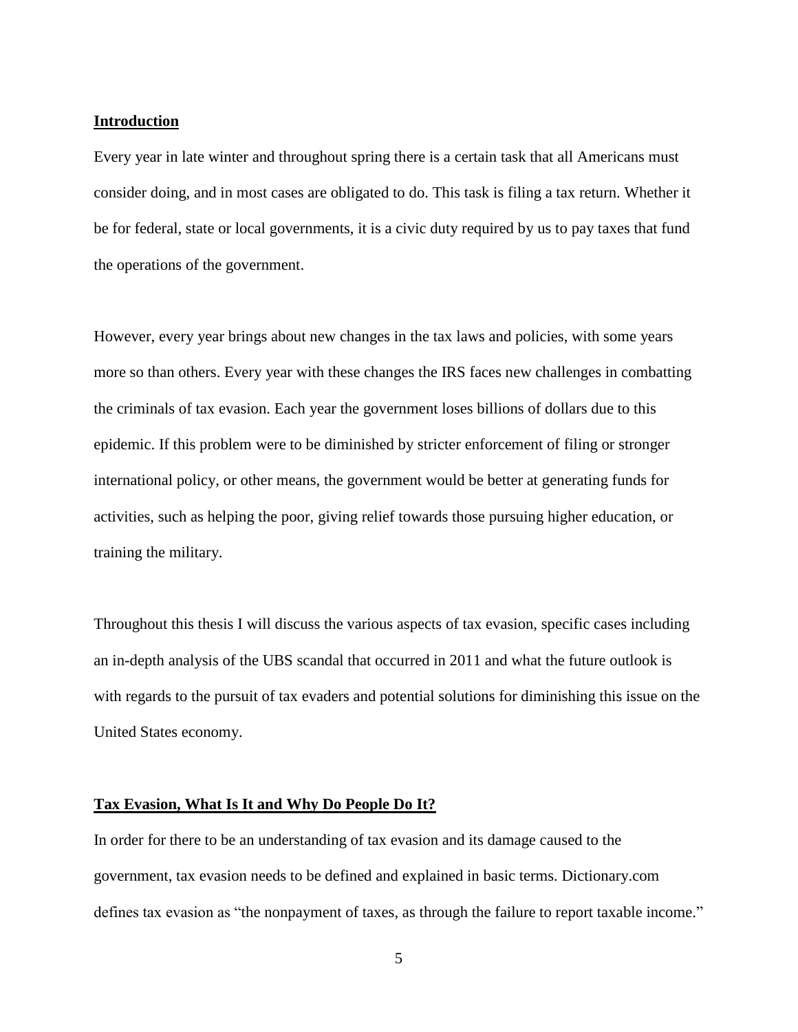## Introduction

Every year in late winter and throughout spring there is a certain task that all Americans must consider doing, and in most cases are obligated to do. This task is filing a tax return. Whether it be for federal, state or local governments, it is a civic duty required by us to pay taxes that fund the operations of the government.

However, every year brings about new changes in the tax laws and policies, with some years more so than others. Every year with these changes the IRS faces new challenges in combatting the criminals of tax evasion. Each year the government loses billions of dollars due to this epidemic. If this problem were to be diminished by stricter enforcement of filing or stronger international policy, or other means, the government would be better at generating funds for activities, such as helping the poor, giving relief towards those pursuing higher education, or training the military.

Throughout this thesis I will discuss the various aspects of tax evasion, specific cases including an in-depth analysis of the UBS scandal that occurred in 2011 and what the future outlook is with regards to the pursuit of tax evaders and potential solutions for diminishing this issue on the United States economy.

## Tax Evasion, What Is It and Why Do People Do It?

In order for there to be an understanding of tax evasion and its damage caused to the government, tax evasion needs to be defined and explained in basic terms. Dictionary.com defines tax evasion as "the nonpayment of taxes, as through the failure to report taxable income."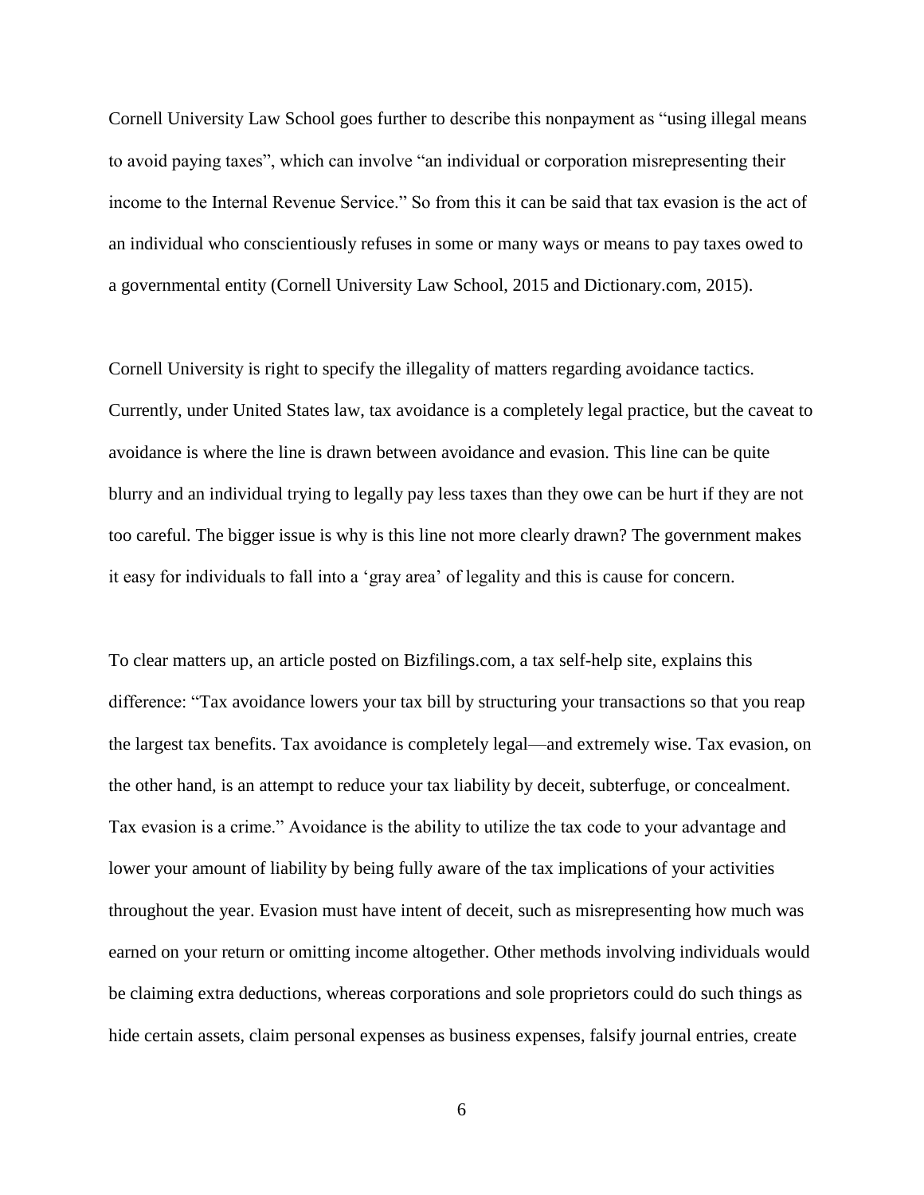Cornell University Law School goes further to describe this nonpayment as “using illegal means to avoid paying taxes”, which can involve “an individual or corporation misrepresenting their income to the Internal Revenue Service.” So from this it can be said that tax evasion is the act of an individual who conscientiously refuses in some or many ways or means to pay taxes owed to a governmental entity (Cornell University Law School, 2015 and Dictionary.com, 2015).

Cornell University is right to specify the illegality of matters regarding avoidance tactics. Currently, under United States law, tax avoidance is a completely legal practice, but the caveat to avoidance is where the line is drawn between avoidance and evasion. This line can be quite blurry and an individual trying to legally pay less taxes than they owe can be hurt if they are not too careful. The bigger issue is why is this line not more clearly drawn? The government makes it easy for individuals to fall into a ‘gray area’ of legality and this is cause for concern.

To clear matters up, an article posted on Bizfilings.com, a tax self-help site, explains this difference: “Tax avoidance lowers your tax bill by structuring your transactions so that you reap the largest tax benefits. Tax avoidance is completely legal—and extremely wise. Tax evasion, on the other hand, is an attempt to reduce your tax liability by deceit, subterfuge, or concealment. Tax evasion is a crime.” Avoidance is the ability to utilize the tax code to your advantage and lower your amount of liability by being fully aware of the tax implications of your activities throughout the year. Evasion must have intent of deceit, such as misrepresenting how much was earned on your return or omitting income altogether. Other methods involving individuals would be claiming extra deductions, whereas corporations and sole proprietors could do such things as hide certain assets, claim personal expenses as business expenses, falsify journal entries, create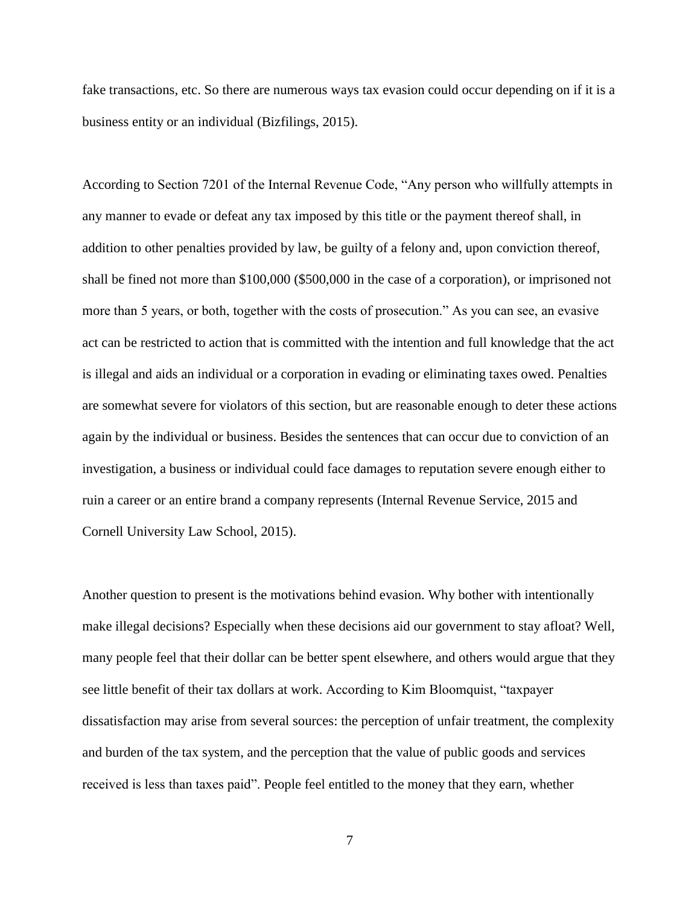fake transactions, etc. So there are numerous ways tax evasion could occur depending on if it is a business entity or an individual (Bizfilings, 2015).

According to Section 7201 of the Internal Revenue Code, "Any person who willfully attempts in any manner to evade or defeat any tax imposed by this title or the payment thereof shall, in addition to other penalties provided by law, be guilty of a felony and, upon conviction thereof, shall be fined not more than $100,000 ($500,000 in the case of a corporation), or imprisoned not more than 5 years, or both, together with the costs of prosecution." As you can see, an evasive act can be restricted to action that is committed with the intention and full knowledge that the act is illegal and aids an individual or a corporation in evading or eliminating taxes owed. Penalties are somewhat severe for violators of this section, but are reasonable enough to deter these actions again by the individual or business. Besides the sentences that can occur due to conviction of an investigation, a business or individual could face damages to reputation severe enough either to ruin a career or an entire brand a company represents (Internal Revenue Service, 2015 and Cornell University Law School, 2015).

Another question to present is the motivations behind evasion. Why bother with intentionally make illegal decisions? Especially when these decisions aid our government to stay afloat? Well, many people feel that their dollar can be better spent elsewhere, and others would argue that they see little benefit of their tax dollars at work. According to Kim Bloomquist, "taxpayer dissatisfaction may arise from several sources: the perception of unfair treatment, the complexity and burden of the tax system, and the perception that the value of public goods and services received is less than taxes paid". People feel entitled to the money that they earn, whether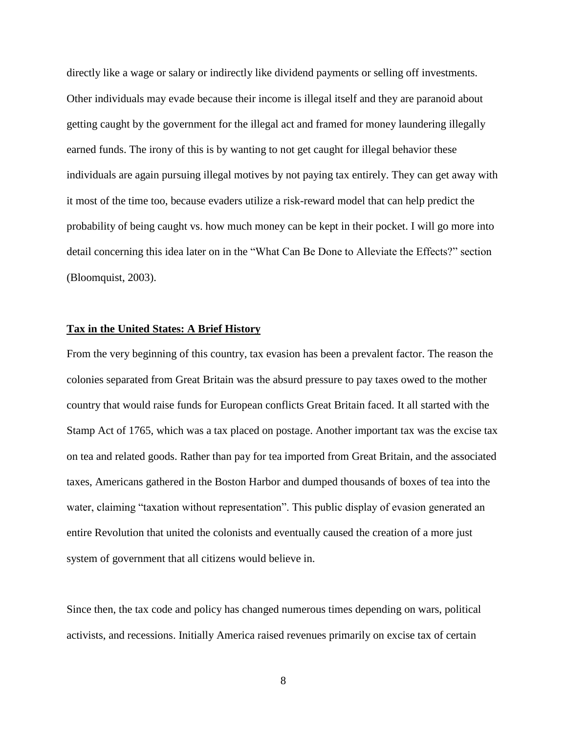directly like a wage or salary or indirectly like dividend payments or selling off investments. Other individuals may evade because their income is illegal itself and they are paranoid about getting caught by the government for the illegal act and framed for money laundering illegally earned funds. The irony of this is by wanting to not get caught for illegal behavior these individuals are again pursuing illegal motives by not paying tax entirely. They can get away with it most of the time too, because evaders utilize a risk-reward model that can help predict the probability of being caught vs. how much money can be kept in their pocket. I will go more into detail concerning this idea later on in the "What Can Be Done to Alleviate the Effects?" section (Bloomquist, 2003).

## Tax in the United States: A Brief History

From the very beginning of this country, tax evasion has been a prevalent factor. The reason the colonies separated from Great Britain was the absurd pressure to pay taxes owed to the mother country that would raise funds for European conflicts Great Britain faced. It all started with the Stamp Act of 1765, which was a tax placed on postage. Another important tax was the excise tax on tea and related goods. Rather than pay for tea imported from Great Britain, and the associated taxes, Americans gathered in the Boston Harbor and dumped thousands of boxes of tea into the water, claiming "taxation without representation". This public display of evasion generated an entire Revolution that united the colonists and eventually caused the creation of a more just system of government that all citizens would believe in.

Since then, the tax code and policy has changed numerous times depending on wars, political activists, and recessions. Initially America raised revenues primarily on excise tax of certain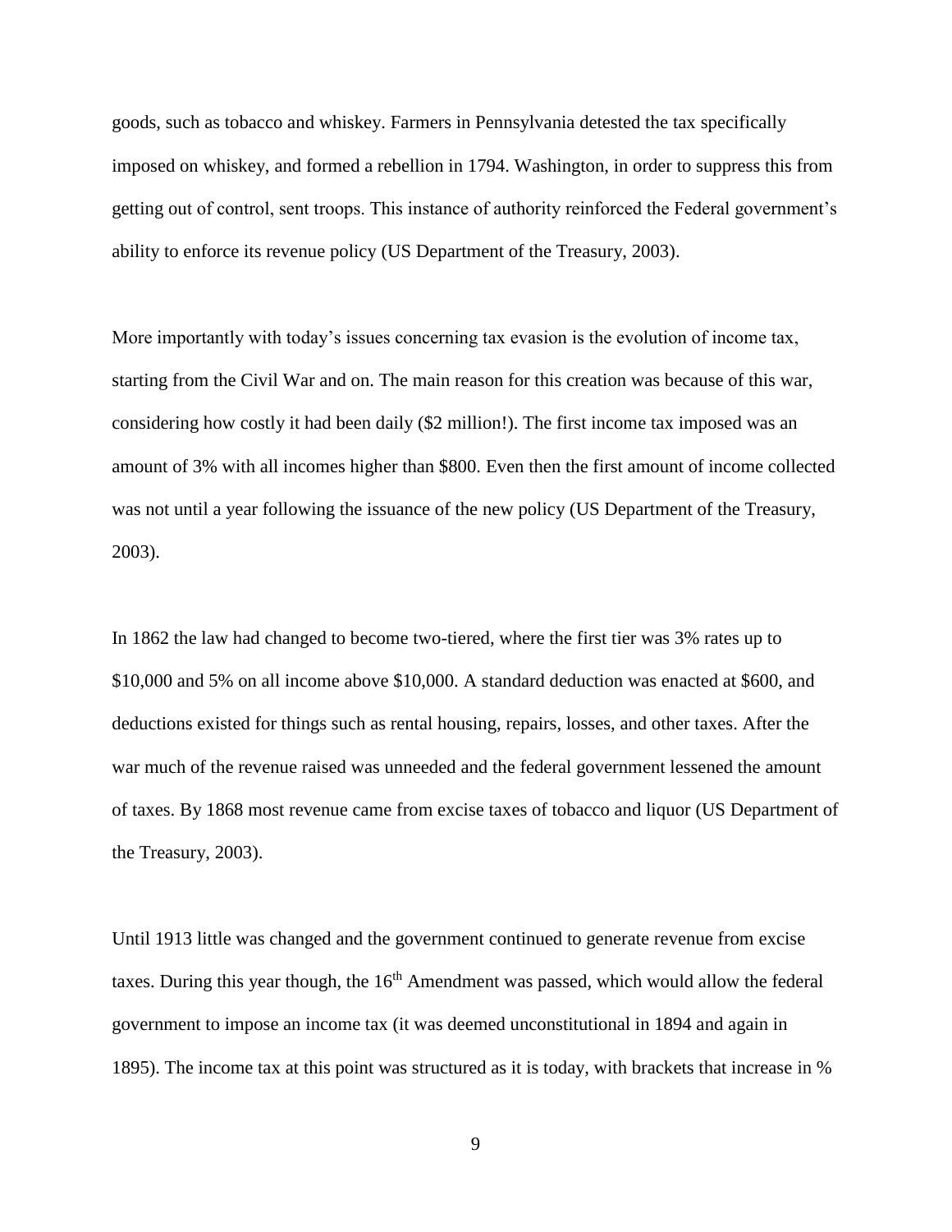goods, such as tobacco and whiskey. Farmers in Pennsylvania detested the tax specifically imposed on whiskey, and formed a rebellion in 1794. Washington, in order to suppress this from getting out of control, sent troops. This instance of authority reinforced the Federal government's ability to enforce its revenue policy (US Department of the Treasury, 2003).

More importantly with today's issues concerning tax evasion is the evolution of income tax, starting from the Civil War and on. The main reason for this creation was because of this war, considering how costly it had been daily ($2 million!). The first income tax imposed was an amount of 3% with all incomes higher than $800. Even then the first amount of income collected was not until a year following the issuance of the new policy (US Department of the Treasury, 2003).

In 1862 the law had changed to become two-tiered, where the first tier was 3% rates up to $10,000 and 5% on all income above $10,000. A standard deduction was enacted at $600, and deductions existed for things such as rental housing, repairs, losses, and other taxes. After the war much of the revenue raised was unneeded and the federal government lessened the amount of taxes. By 1868 most revenue came from excise taxes of tobacco and liquor (US Department of the Treasury, 2003).

Until 1913 little was changed and the government continued to generate revenue from excise taxes. During this year though, the 16th Amendment was passed, which would allow the federal government to impose an income tax (it was deemed unconstitutional in 1894 and again in 1895). The income tax at this point was structured as it is today, with brackets that increase in %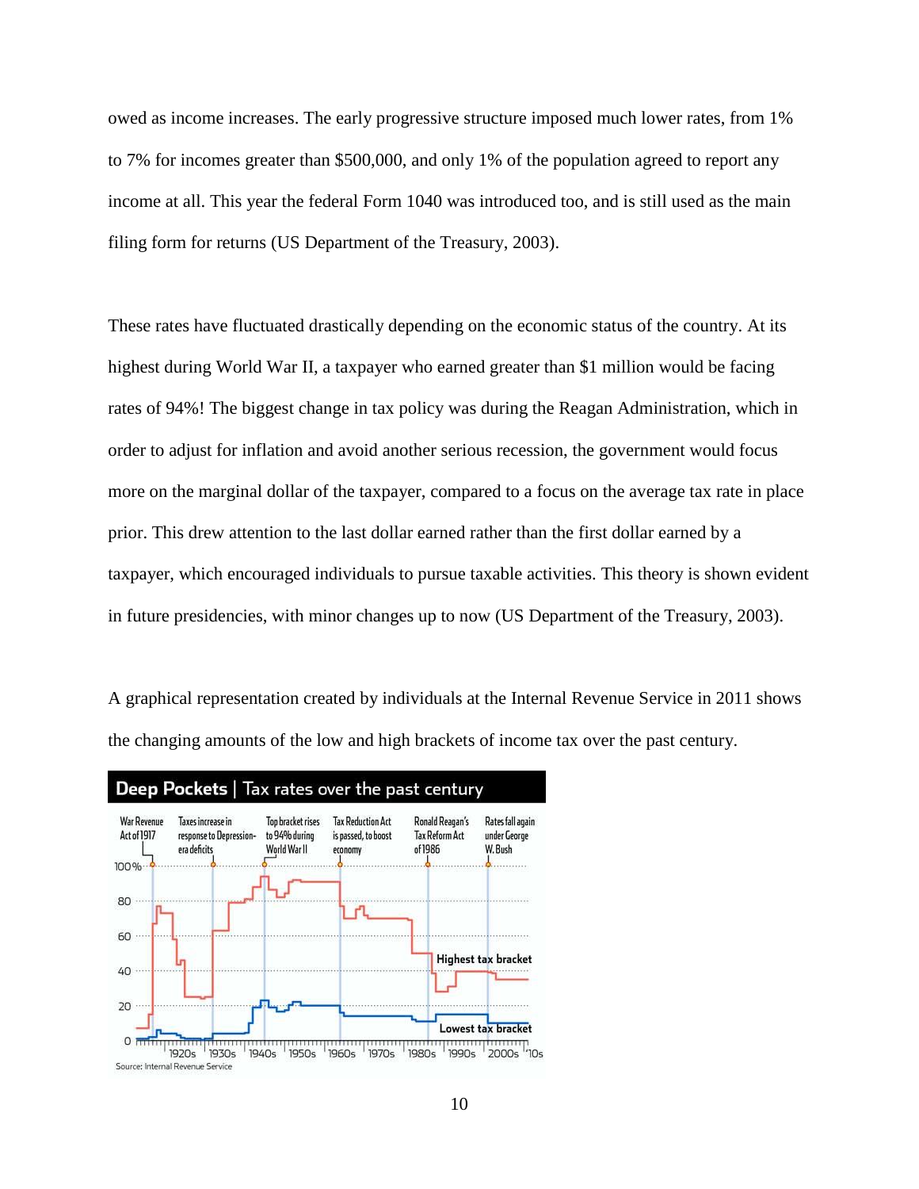owed as income increases. The early progressive structure imposed much lower rates, from 1% to 7% for incomes greater than $500,000, and only 1% of the population agreed to report any income at all. This year the federal Form 1040 was introduced too, and is still used as the main filing form for returns (US Department of the Treasury, 2003).

These rates have fluctuated drastically depending on the economic status of the country. At its highest during World War II, a taxpayer who earned greater than $1 million would be facing rates of 94%! The biggest change in tax policy was during the Reagan Administration, which in order to adjust for inflation and avoid another serious recession, the government would focus more on the marginal dollar of the taxpayer, compared to a focus on the average tax rate in place prior. This drew attention to the last dollar earned rather than the first dollar earned by a taxpayer, which encouraged individuals to pursue taxable activities. This theory is shown evident in future presidencies, with minor changes up to now (US Department of the Treasury, 2003).

A graphical representation created by individuals at the Internal Revenue Service in 2011 shows the changing amounts of the low and high brackets of income tax over the past century.

**Deep Pockets** | Tax rates over the past century

Source: Internal Revenue Service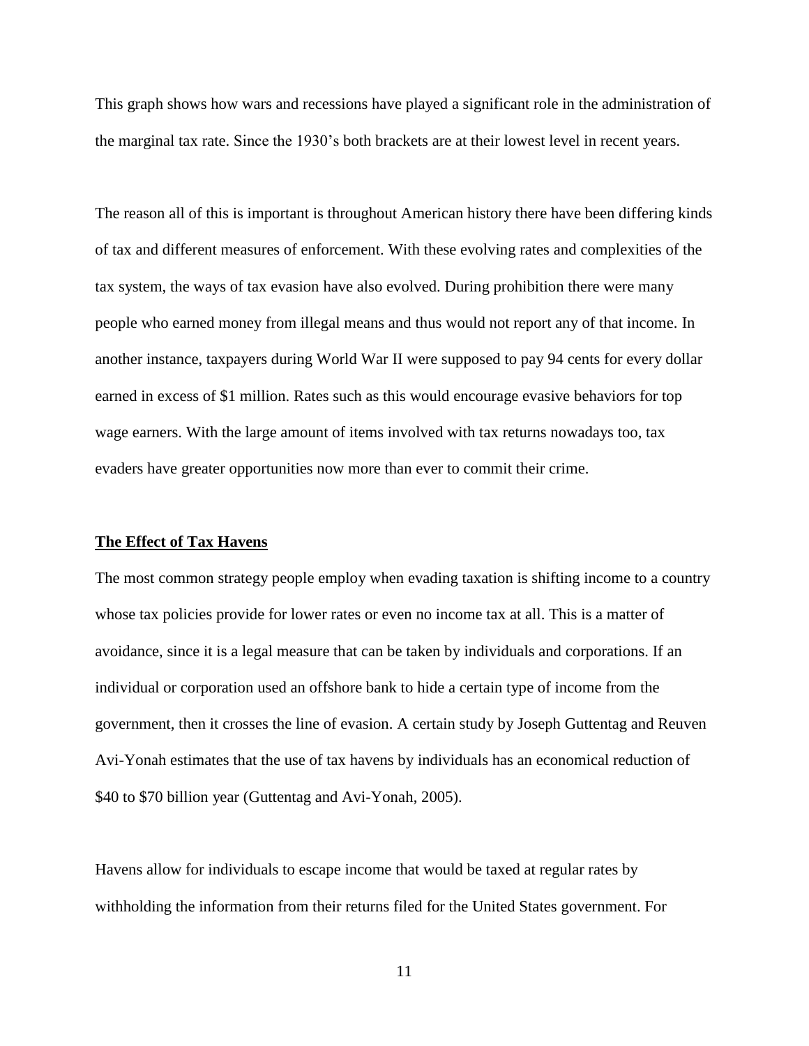This graph shows how wars and recessions have played a significant role in the administration of the marginal tax rate. Since the 1930's both brackets are at their lowest level in recent years.

The reason all of this is important is throughout American history there have been differing kinds of tax and different measures of enforcement. With these evolving rates and complexities of the tax system, the ways of tax evasion have also evolved. During prohibition there were many people who earned money from illegal means and thus would not report any of that income. In another instance, taxpayers during World War II were supposed to pay 94 cents for every dollar earned in excess of $1 million. Rates such as this would encourage evasive behaviors for top wage earners. With the large amount of items involved with tax returns nowadays too, tax evaders have greater opportunities now more than ever to commit their crime.

**The Effect of Tax Havens**

The most common strategy people employ when evading taxation is shifting income to a country whose tax policies provide for lower rates or even no income tax at all. This is a matter of avoidance, since it is a legal measure that can be taken by individuals and corporations. If an individual or corporation used an offshore bank to hide a certain type of income from the government, then it crosses the line of evasion. A certain study by Joseph Guttentag and Reuven Avi-Yonah estimates that the use of tax havens by individuals has an economical reduction of $40 to $70 billion year (Guttentag and Avi-Yonah, 2005).

Havens allow for individuals to escape income that would be taxed at regular rates by withholding the information from their returns filed for the United States government. For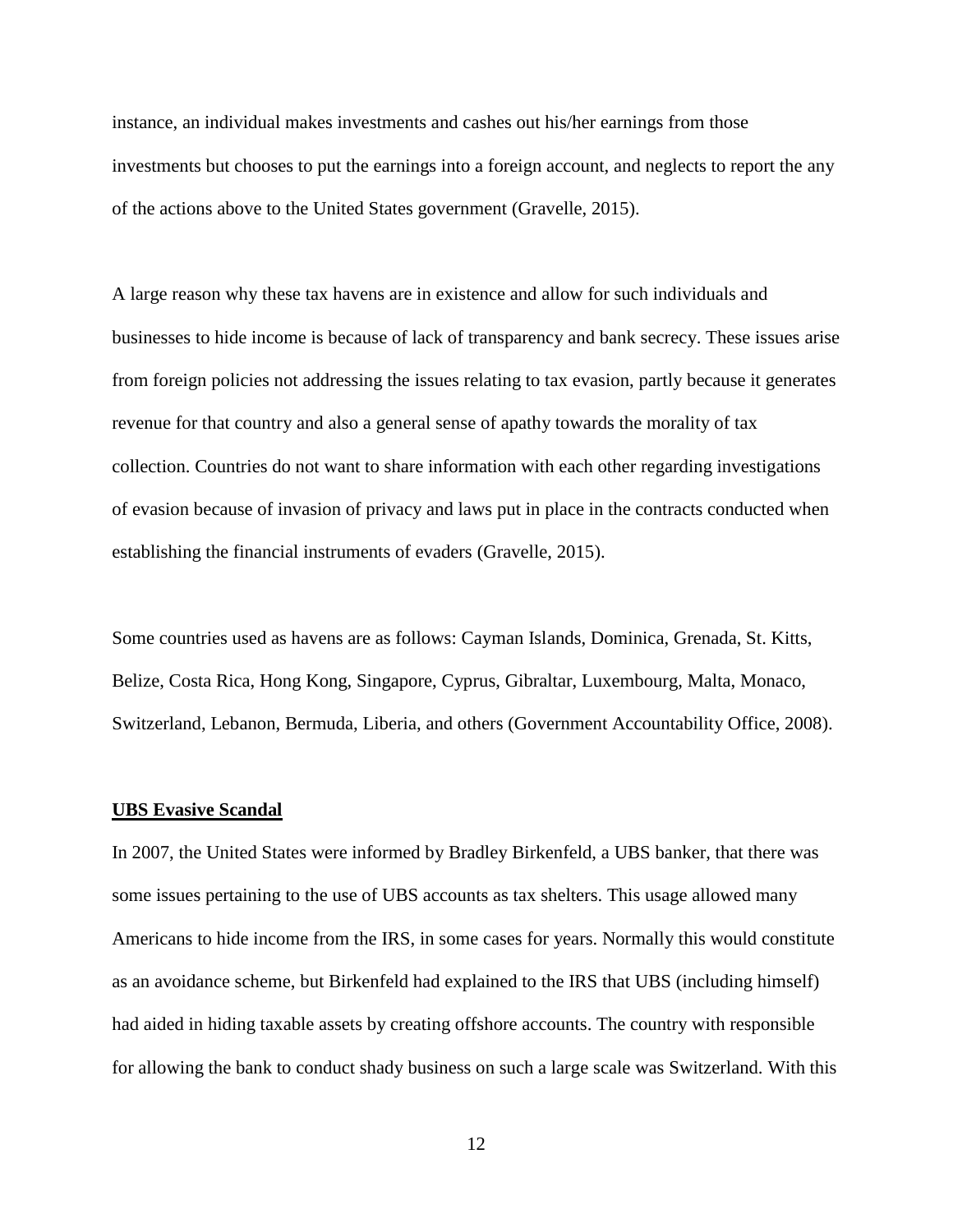instance, an individual makes investments and cashes out his/her earnings from those investments but chooses to put the earnings into a foreign account, and neglects to report the any of the actions above to the United States government (Gravelle, 2015).

A large reason why these tax havens are in existence and allow for such individuals and businesses to hide income is because of lack of transparency and bank secrecy. These issues arise from foreign policies not addressing the issues relating to tax evasion, partly because it generates revenue for that country and also a general sense of apathy towards the morality of tax collection. Countries do not want to share information with each other regarding investigations of evasion because of invasion of privacy and laws put in place in the contracts conducted when establishing the financial instruments of evaders (Gravelle, 2015).

Some countries used as havens are as follows: Cayman Islands, Dominica, Grenada, St. Kitts, Belize, Costa Rica, Hong Kong, Singapore, Cyprus, Gibraltar, Luxembourg, Malta, Monaco, Switzerland, Lebanon, Bermuda, Liberia, and others (Government Accountability Office, 2008).

## UBS Evasive Scandal

In 2007, the United States were informed by Bradley Birkenfeld, a UBS banker, that there was some issues pertaining to the use of UBS accounts as tax shelters. This usage allowed many Americans to hide income from the IRS, in some cases for years. Normally this would constitute as an avoidance scheme, but Birkenfeld had explained to the IRS that UBS (including himself) had aided in hiding taxable assets by creating offshore accounts. The country with responsible for allowing the bank to conduct shady business on such a large scale was Switzerland. With this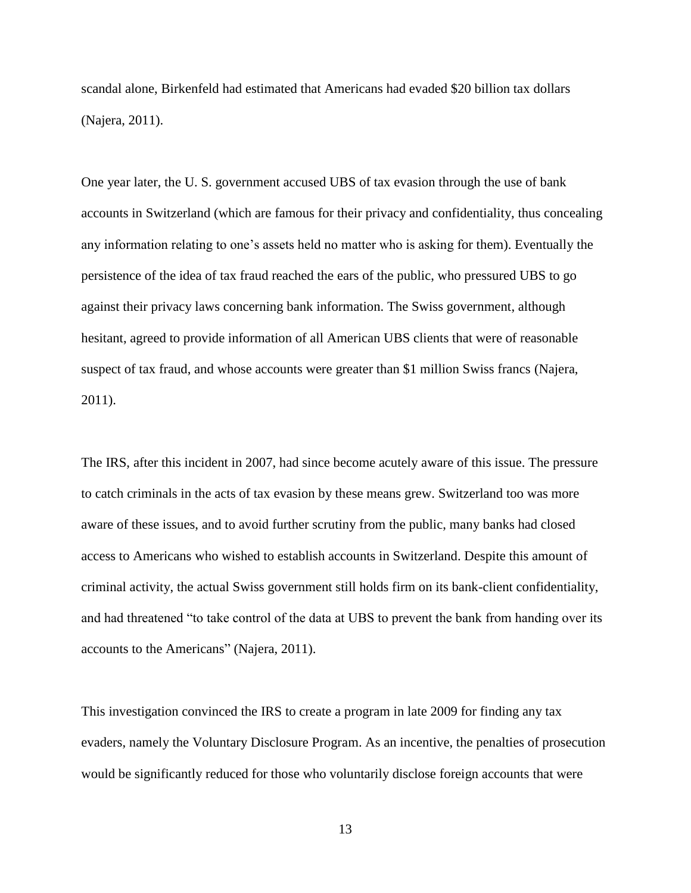scandal alone, Birkenfeld had estimated that Americans had evaded $20 billion tax dollars (Najera, 2011).

One year later, the U. S. government accused UBS of tax evasion through the use of bank accounts in Switzerland (which are famous for their privacy and confidentiality, thus concealing any information relating to one's assets held no matter who is asking for them). Eventually the persistence of the idea of tax fraud reached the ears of the public, who pressured UBS to go against their privacy laws concerning bank information. The Swiss government, although hesitant, agreed to provide information of all American UBS clients that were of reasonable suspect of tax fraud, and whose accounts were greater than $1 million Swiss francs (Najera, 2011).

The IRS, after this incident in 2007, had since become acutely aware of this issue. The pressure to catch criminals in the acts of tax evasion by these means grew. Switzerland too was more aware of these issues, and to avoid further scrutiny from the public, many banks had closed access to Americans who wished to establish accounts in Switzerland. Despite this amount of criminal activity, the actual Swiss government still holds firm on its bank-client confidentiality, and had threatened "to take control of the data at UBS to prevent the bank from handing over its accounts to the Americans" (Najera, 2011).

This investigation convinced the IRS to create a program in late 2009 for finding any tax evaders, namely the Voluntary Disclosure Program. As an incentive, the penalties of prosecution would be significantly reduced for those who voluntarily disclose foreign accounts that were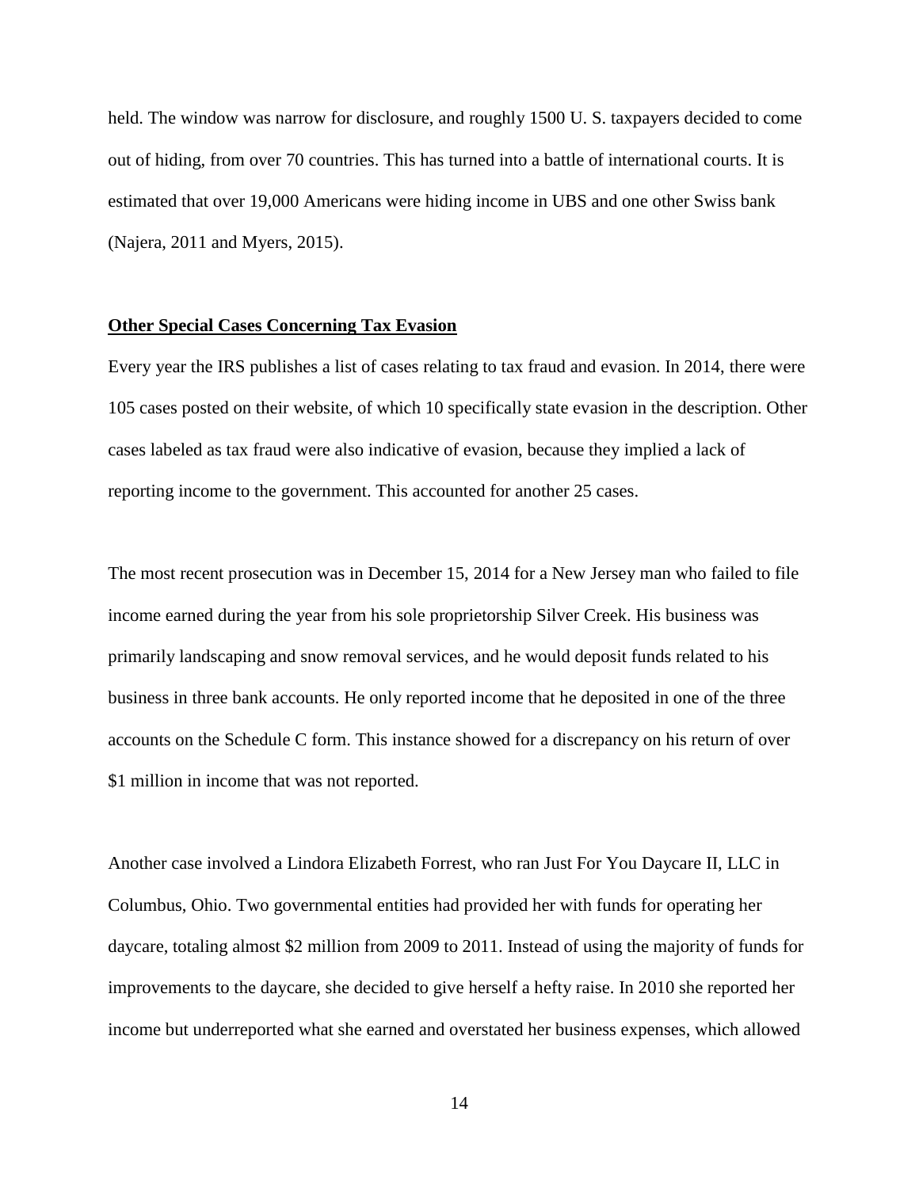held. The window was narrow for disclosure, and roughly 1500 U. S. taxpayers decided to come out of hiding, from over 70 countries. This has turned into a battle of international courts. It is estimated that over 19,000 Americans were hiding income in UBS and one other Swiss bank (Najera, 2011 and Myers, 2015).

**Other Special Cases Concerning Tax Evasion**

Every year the IRS publishes a list of cases relating to tax fraud and evasion. In 2014, there were 105 cases posted on their website, of which 10 specifically state evasion in the description. Other cases labeled as tax fraud were also indicative of evasion, because they implied a lack of reporting income to the government. This accounted for another 25 cases.

The most recent prosecution was in December 15, 2014 for a New Jersey man who failed to file income earned during the year from his sole proprietorship Silver Creek. His business was primarily landscaping and snow removal services, and he would deposit funds related to his business in three bank accounts. He only reported income that he deposited in one of the three accounts on the Schedule C form. This instance showed for a discrepancy on his return of over $1 million in income that was not reported.

Another case involved a Lindora Elizabeth Forrest, who ran Just For You Daycare II, LLC in Columbus, Ohio. Two governmental entities had provided her with funds for operating her daycare, totaling almost $2 million from 2009 to 2011. Instead of using the majority of funds for improvements to the daycare, she decided to give herself a hefty raise. In 2010 she reported her income but underreported what she earned and overstated her business expenses, which allowed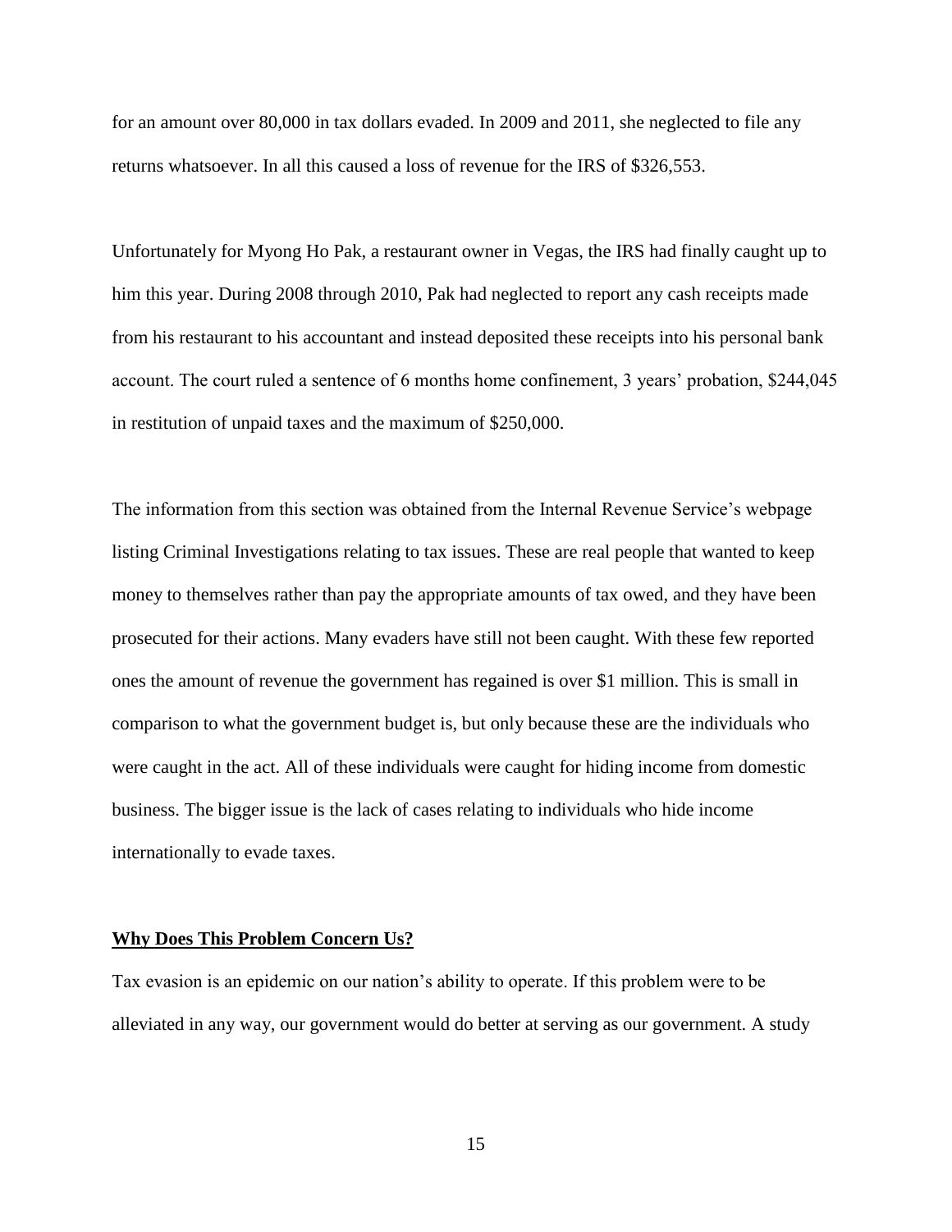for an amount over 80,000 in tax dollars evaded. In 2009 and 2011, she neglected to file any returns whatsoever. In all this caused a loss of revenue for the IRS of $326,553.

Unfortunately for Myong Ho Pak, a restaurant owner in Vegas, the IRS had finally caught up to him this year. During 2008 through 2010, Pak had neglected to report any cash receipts made from his restaurant to his accountant and instead deposited these receipts into his personal bank account. The court ruled a sentence of 6 months home confinement, 3 years' probation, $244,045 in restitution of unpaid taxes and the maximum of $250,000.

The information from this section was obtained from the Internal Revenue Service's webpage listing Criminal Investigations relating to tax issues. These are real people that wanted to keep money to themselves rather than pay the appropriate amounts of tax owed, and they have been prosecuted for their actions. Many evaders have still not been caught. With these few reported ones the amount of revenue the government has regained is over $1 million. This is small in comparison to what the government budget is, but only because these are the individuals who were caught in the act. All of these individuals were caught for hiding income from domestic business. The bigger issue is the lack of cases relating to individuals who hide income internationally to evade taxes.

**Why Does This Problem Concern Us?**

Tax evasion is an epidemic on our nation's ability to operate. If this problem were to be alleviated in any way, our government would do better at serving as our government. A study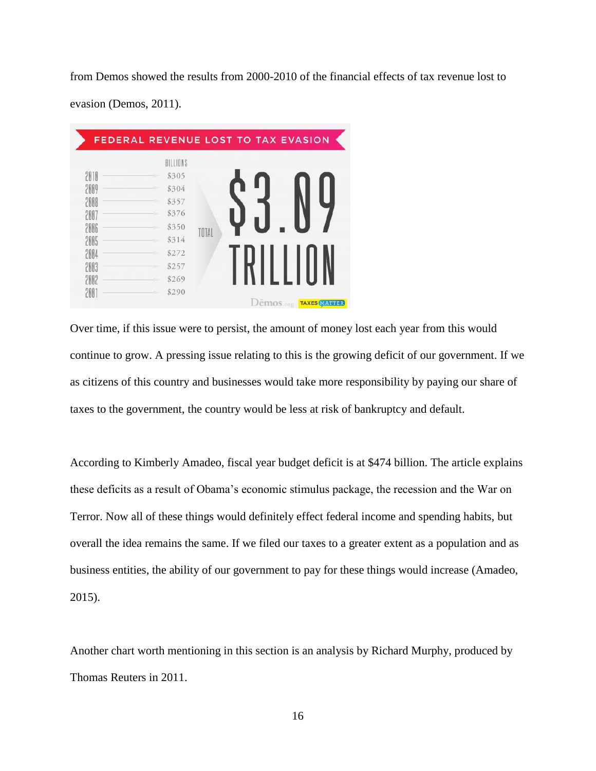from Demos showed the results from 2000-2010 of the financial effects of tax revenue lost to evasion (Demos, 2011).

**FEDERAL REVENUE LOST TO TAX EVASION**

| Year | Billions |
|---|---|
| 2010 | $305 |
| 2009 | $304 |
| 2008 | $357 |
| 2007 | $376 |
| 2006 | $350 |
| 2005 | $314 |
| 2004 | $272 |
| 2003 | $257 |
| 2002 | $269 |
| 2001 | $290 |

TOTAL $3.09 TRILLION

Dēmos.org TAXES MATTER

Over time, if this issue were to persist, the amount of money lost each year from this would continue to grow. A pressing issue relating to this is the growing deficit of our government. If we as citizens of this country and businesses would take more responsibility by paying our share of taxes to the government, the country would be less at risk of bankruptcy and default.

According to Kimberly Amadeo, fiscal year budget deficit is at $474 billion. The article explains these deficits as a result of Obama's economic stimulus package, the recession and the War on Terror. Now all of these things would definitely effect federal income and spending habits, but overall the idea remains the same. If we filed our taxes to a greater extent as a population and as business entities, the ability of our government to pay for these things would increase (Amadeo, 2015).

Another chart worth mentioning in this section is an analysis by Richard Murphy, produced by Thomas Reuters in 2011.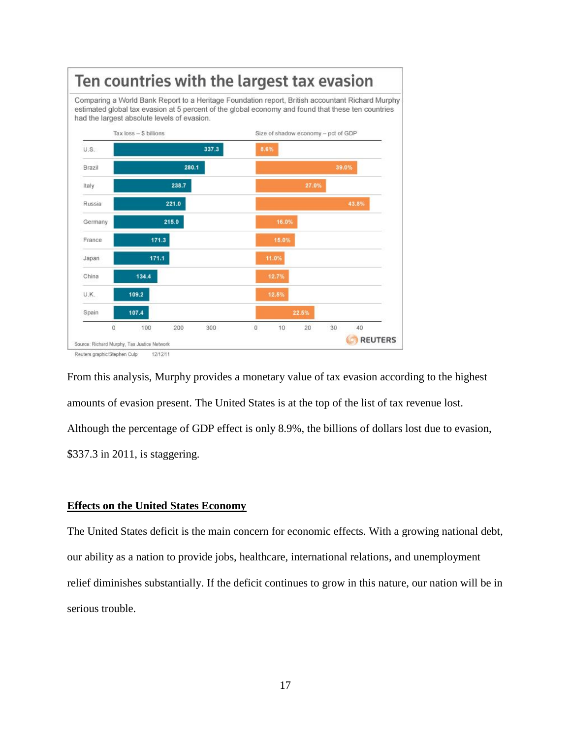## Ten countries with the largest tax evasion

Comparing a World Bank Report to a Heritage Foundation report, British accountant Richard Murphy estimated global tax evasion at 5 percent of the global economy and found that these ten countries had the largest absolute levels of evasion.

| | Tax loss – $ billions | Size of shadow economy – pct of GDP |
|---|---|---|
| U.S. | 337.3 | 8.6% |
| Brazil | 280.1 | 39.0% |
| Italy | 238.7 | 27.0% |
| Russia | 221.0 | 43.8% |
| Germany | 215.0 | 16.0% |
| France | 171.3 | 15.0% |
| Japan | 171.1 | 11.0% |
| China | 134.4 | 12.7% |
| U.K. | 109.2 | 12.5% |
| Spain | 107.4 | 22.5% |

Source: Richard Murphy, Tax Justice Network

REUTERS

Reuters graphic/Stephen Culp 12/12/11

From this analysis, Murphy provides a monetary value of tax evasion according to the highest amounts of evasion present. The United States is at the top of the list of tax revenue lost. Although the percentage of GDP effect is only 8.9%, the billions of dollars lost due to evasion, $337.3 in 2011, is staggering.

**Effects on the United States Economy**

The United States deficit is the main concern for economic effects. With a growing national debt, our ability as a nation to provide jobs, healthcare, international relations, and unemployment relief diminishes substantially. If the deficit continues to grow in this nature, our nation will be in serious trouble.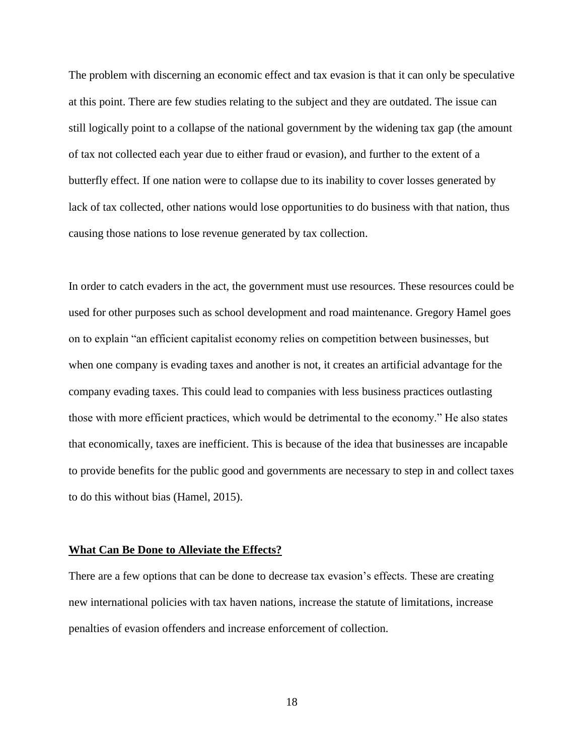The problem with discerning an economic effect and tax evasion is that it can only be speculative at this point. There are few studies relating to the subject and they are outdated. The issue can still logically point to a collapse of the national government by the widening tax gap (the amount of tax not collected each year due to either fraud or evasion), and further to the extent of a butterfly effect. If one nation were to collapse due to its inability to cover losses generated by lack of tax collected, other nations would lose opportunities to do business with that nation, thus causing those nations to lose revenue generated by tax collection.

In order to catch evaders in the act, the government must use resources. These resources could be used for other purposes such as school development and road maintenance. Gregory Hamel goes on to explain "an efficient capitalist economy relies on competition between businesses, but when one company is evading taxes and another is not, it creates an artificial advantage for the company evading taxes. This could lead to companies with less business practices outlasting those with more efficient practices, which would be detrimental to the economy." He also states that economically, taxes are inefficient. This is because of the idea that businesses are incapable to provide benefits for the public good and governments are necessary to step in and collect taxes to do this without bias (Hamel, 2015).

**What Can Be Done to Alleviate the Effects?**

There are a few options that can be done to decrease tax evasion's effects. These are creating new international policies with tax haven nations, increase the statute of limitations, increase penalties of evasion offenders and increase enforcement of collection.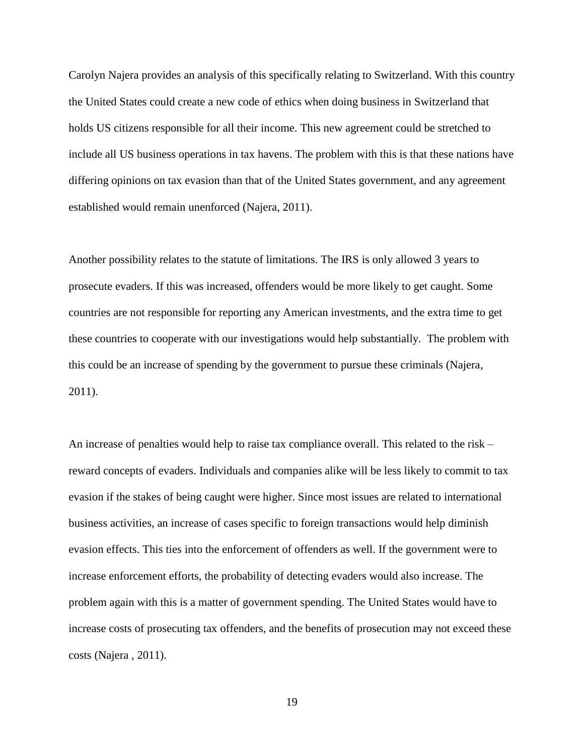Carolyn Najera provides an analysis of this specifically relating to Switzerland. With this country the United States could create a new code of ethics when doing business in Switzerland that holds US citizens responsible for all their income. This new agreement could be stretched to include all US business operations in tax havens. The problem with this is that these nations have differing opinions on tax evasion than that of the United States government, and any agreement established would remain unenforced (Najera, 2011).

Another possibility relates to the statute of limitations. The IRS is only allowed 3 years to prosecute evaders. If this was increased, offenders would be more likely to get caught. Some countries are not responsible for reporting any American investments, and the extra time to get these countries to cooperate with our investigations would help substantially. The problem with this could be an increase of spending by the government to pursue these criminals (Najera, 2011).

An increase of penalties would help to raise tax compliance overall. This related to the risk – reward concepts of evaders. Individuals and companies alike will be less likely to commit to tax evasion if the stakes of being caught were higher. Since most issues are related to international business activities, an increase of cases specific to foreign transactions would help diminish evasion effects. This ties into the enforcement of offenders as well. If the government were to increase enforcement efforts, the probability of detecting evaders would also increase. The problem again with this is a matter of government spending. The United States would have to increase costs of prosecuting tax offenders, and the benefits of prosecution may not exceed these costs (Najera , 2011).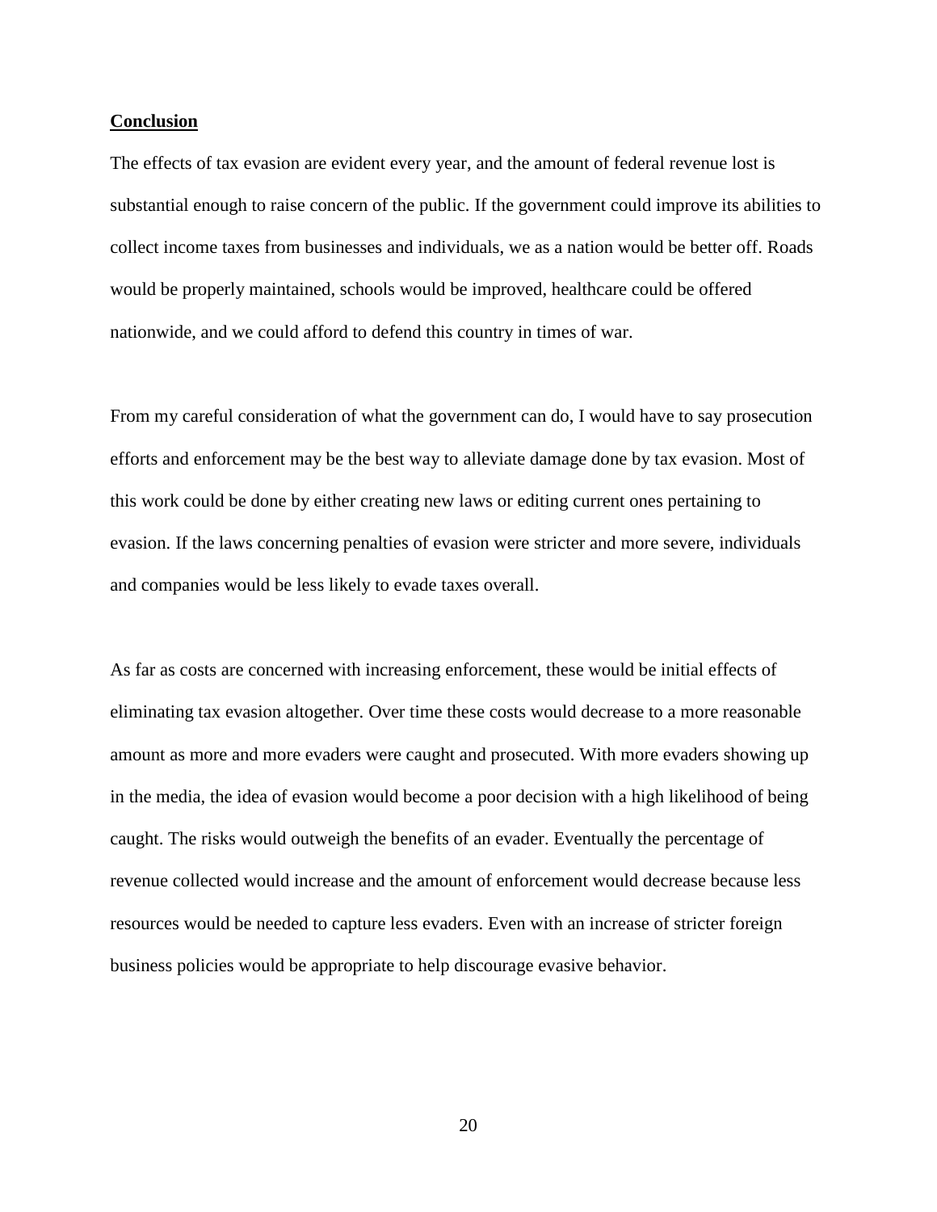## Conclusion

The effects of tax evasion are evident every year, and the amount of federal revenue lost is substantial enough to raise concern of the public. If the government could improve its abilities to collect income taxes from businesses and individuals, we as a nation would be better off. Roads would be properly maintained, schools would be improved, healthcare could be offered nationwide, and we could afford to defend this country in times of war.

From my careful consideration of what the government can do, I would have to say prosecution efforts and enforcement may be the best way to alleviate damage done by tax evasion. Most of this work could be done by either creating new laws or editing current ones pertaining to evasion. If the laws concerning penalties of evasion were stricter and more severe, individuals and companies would be less likely to evade taxes overall.

As far as costs are concerned with increasing enforcement, these would be initial effects of eliminating tax evasion altogether. Over time these costs would decrease to a more reasonable amount as more and more evaders were caught and prosecuted. With more evaders showing up in the media, the idea of evasion would become a poor decision with a high likelihood of being caught. The risks would outweigh the benefits of an evader. Eventually the percentage of revenue collected would increase and the amount of enforcement would decrease because less resources would be needed to capture less evaders. Even with an increase of stricter foreign business policies would be appropriate to help discourage evasive behavior.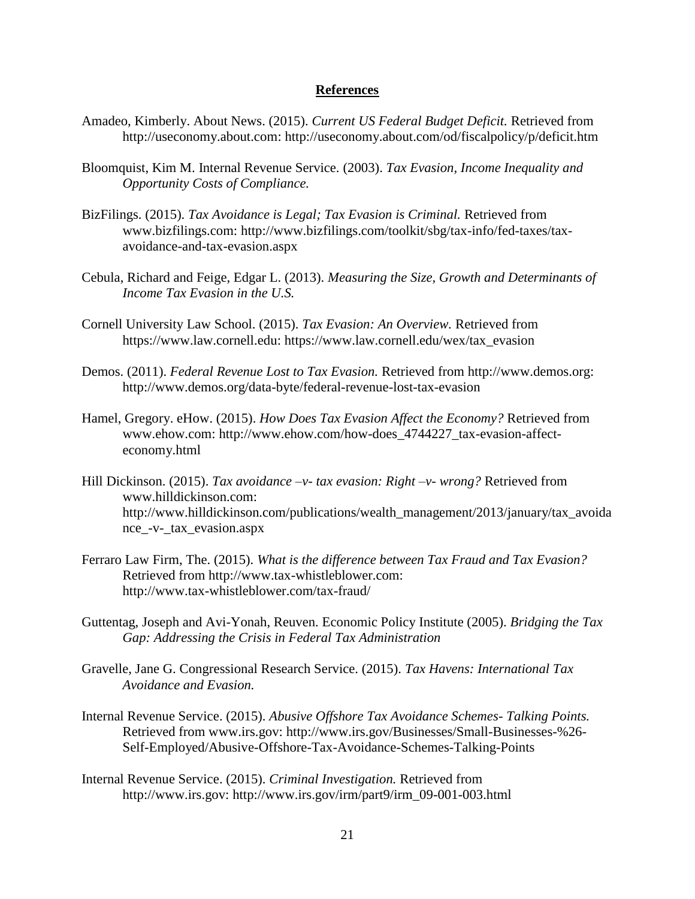## References

Amadeo, Kimberly. About News. (2015). *Current US Federal Budget Deficit.* Retrieved from http://useconomy.about.com: http://useconomy.about.com/od/fiscalpolicy/p/deficit.htm

Bloomquist, Kim M. Internal Revenue Service. (2003). *Tax Evasion, Income Inequality and Opportunity Costs of Compliance.*

BizFilings. (2015). *Tax Avoidance is Legal; Tax Evasion is Criminal.* Retrieved from www.bizfilings.com: http://www.bizfilings.com/toolkit/sbg/tax-info/fed-taxes/tax-avoidance-and-tax-evasion.aspx

Cebula, Richard and Feige, Edgar L. (2013). *Measuring the Size, Growth and Determinants of Income Tax Evasion in the U.S.*

Cornell University Law School. (2015). *Tax Evasion: An Overview.* Retrieved from https://www.law.cornell.edu: https://www.law.cornell.edu/wex/tax_evasion

Demos. (2011). *Federal Revenue Lost to Tax Evasion.* Retrieved from http://www.demos.org: http://www.demos.org/data-byte/federal-revenue-lost-tax-evasion

Hamel, Gregory. eHow. (2015). *How Does Tax Evasion Affect the Economy?* Retrieved from www.ehow.com: http://www.ehow.com/how-does_4744227_tax-evasion-affect-economy.html

Hill Dickinson. (2015). *Tax avoidance –v- tax evasion: Right –v- wrong?* Retrieved from www.hilldickinson.com: http://www.hilldickinson.com/publications/wealth_management/2013/january/tax_avoidance_-v-_tax_evasion.aspx

Ferraro Law Firm, The. (2015). *What is the difference between Tax Fraud and Tax Evasion?* Retrieved from http://www.tax-whistleblower.com: http://www.tax-whistleblower.com/tax-fraud/

Guttentag, Joseph and Avi-Yonah, Reuven. Economic Policy Institute (2005). *Bridging the Tax Gap: Addressing the Crisis in Federal Tax Administration*

Gravelle, Jane G. Congressional Research Service. (2015). *Tax Havens: International Tax Avoidance and Evasion.*

Internal Revenue Service. (2015). *Abusive Offshore Tax Avoidance Schemes- Talking Points.* Retrieved from www.irs.gov: http://www.irs.gov/Businesses/Small-Businesses-%26-Self-Employed/Abusive-Offshore-Tax-Avoidance-Schemes-Talking-Points

Internal Revenue Service. (2015). *Criminal Investigation.* Retrieved from http://www.irs.gov: http://www.irs.gov/irm/part9/irm_09-001-003.html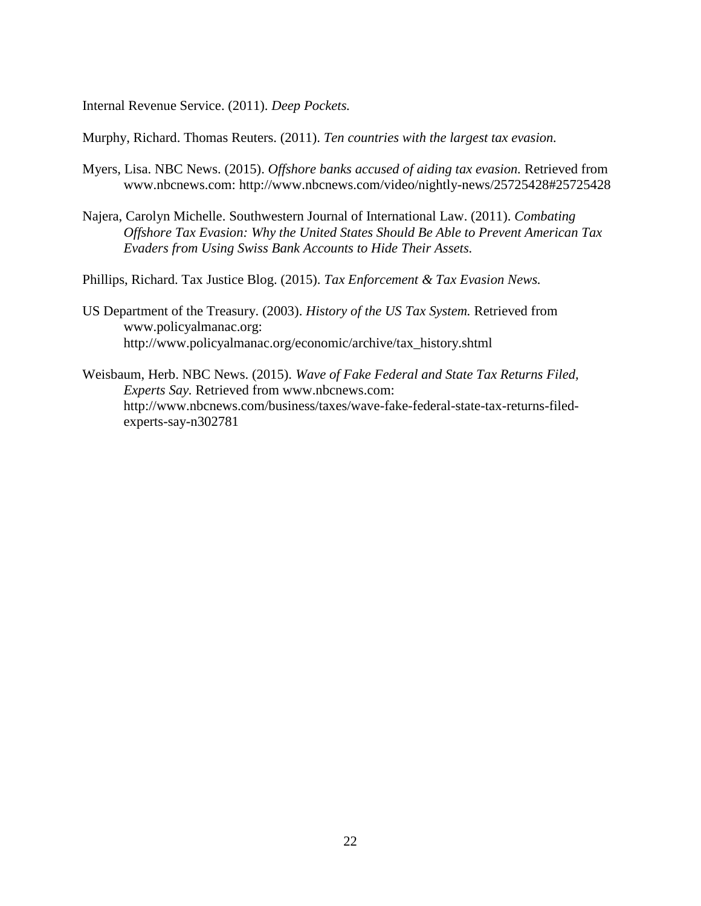Internal Revenue Service. (2011). *Deep Pockets.*

Murphy, Richard. Thomas Reuters. (2011). *Ten countries with the largest tax evasion.*

Myers, Lisa. NBC News. (2015). *Offshore banks accused of aiding tax evasion.* Retrieved from www.nbcnews.com: http://www.nbcnews.com/video/nightly-news/25725428#25725428

Najera, Carolyn Michelle. Southwestern Journal of International Law. (2011). *Combating Offshore Tax Evasion: Why the United States Should Be Able to Prevent American Tax Evaders from Using Swiss Bank Accounts to Hide Their Assets.*

Phillips, Richard. Tax Justice Blog. (2015). *Tax Enforcement & Tax Evasion News.*

US Department of the Treasury. (2003). *History of the US Tax System.* Retrieved from www.policyalmanac.org: http://www.policyalmanac.org/economic/archive/tax_history.shtml

Weisbaum, Herb. NBC News. (2015). *Wave of Fake Federal and State Tax Returns Filed, Experts Say.* Retrieved from www.nbcnews.com: http://www.nbcnews.com/business/taxes/wave-fake-federal-state-tax-returns-filed-experts-say-n302781